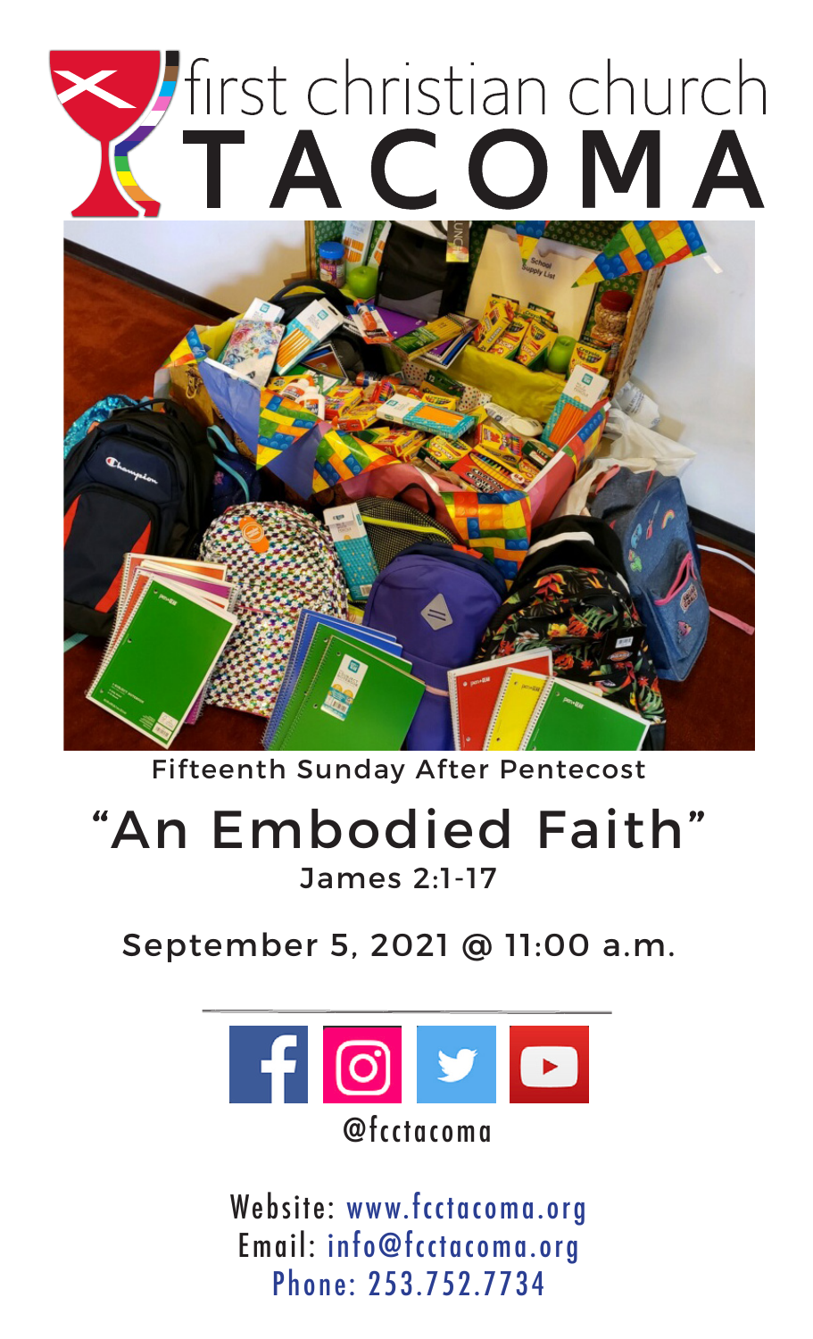# first christian church TACOMA

Fifteenth Sunday After Pentecost

## "An Embodied Faith"

James 2:1-17

September 5, 2021 @ 11:00 a.m.

@fcctacoma

Website: www.fcctacoma.org
Email: info@fcctacoma.org
Phone: 253.752.7734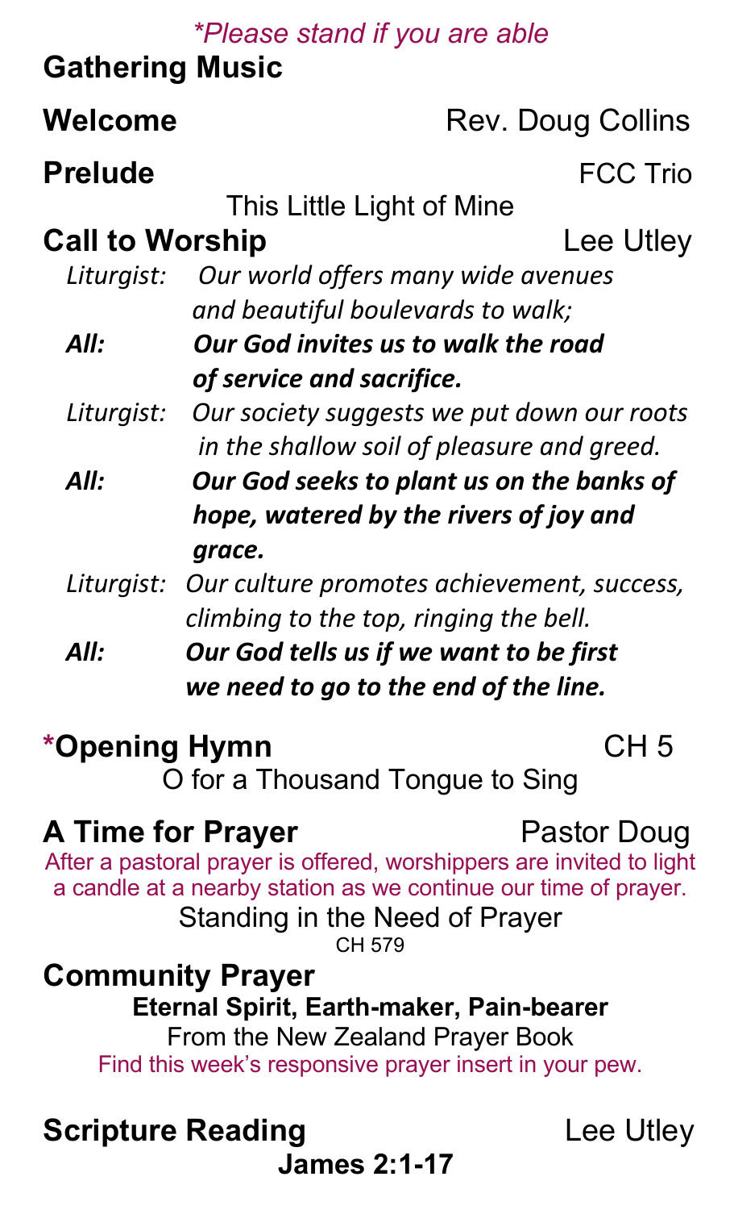*\*Please stand if you are able*

**Gathering Music**

**Welcome** Rev. Doug Collins

**Prelude** FCC Trio

This Little Light of Mine

**Call to Worship** Lee Utley

*Liturgist:* *Our world offers many wide avenues and beautiful boulevards to walk;*

***All:*** ***Our God invites us to walk the road of service and sacrifice.***

*Liturgist:* *Our society suggests we put down our roots in the shallow soil of pleasure and greed.*

***All:*** ***Our God seeks to plant us on the banks of hope, watered by the rivers of joy and grace.***

*Liturgist:* *Our culture promotes achievement, success, climbing to the top, ringing the bell.*

***All:*** ***Our God tells us if we want to be first we need to go to the end of the line.***

**\*Opening Hymn** CH 5

O for a Thousand Tongue to Sing

**A Time for Prayer** Pastor Doug

After a pastoral prayer is offered, worshippers are invited to light a candle at a nearby station as we continue our time of prayer.

Standing in the Need of Prayer

CH 579

**Community Prayer**

**Eternal Spirit, Earth-maker, Pain-bearer**

From the New Zealand Prayer Book

Find this week's responsive prayer insert in your pew.

**Scripture Reading** Lee Utley

**James 2:1-17**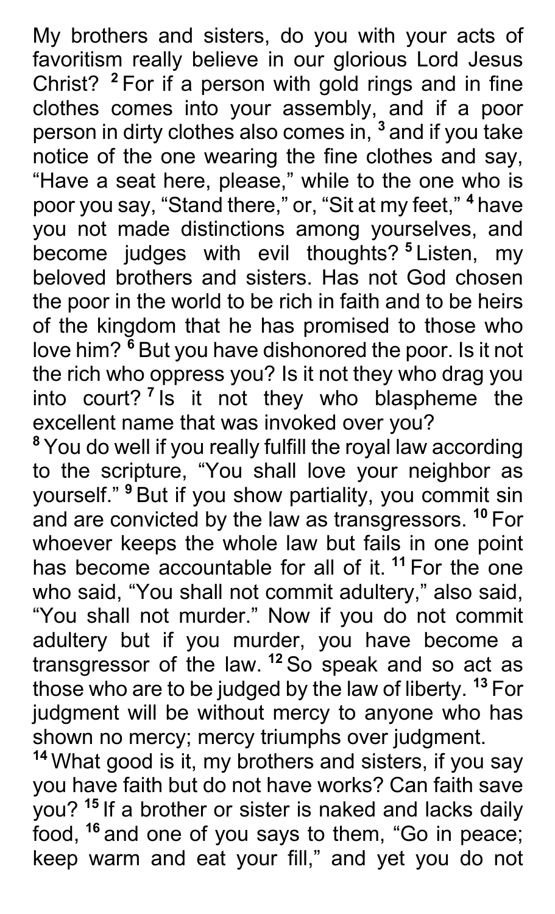My brothers and sisters, do you with your acts of favoritism really believe in our glorious Lord Jesus Christ? [2] For if a person with gold rings and in fine clothes comes into your assembly, and if a poor person in dirty clothes also comes in, [3] and if you take notice of the one wearing the fine clothes and say, “Have a seat here, please,” while to the one who is poor you say, “Stand there,” or, “Sit at my feet,” [4] have you not made distinctions among yourselves, and become judges with evil thoughts? [5] Listen, my beloved brothers and sisters. Has not God chosen the poor in the world to be rich in faith and to be heirs of the kingdom that he has promised to those who love him? [6] But you have dishonored the poor. Is it not the rich who oppress you? Is it not they who drag you into court? [7] Is it not they who blaspheme the excellent name that was invoked over you?

[8] You do well if you really fulfill the royal law according to the scripture, “You shall love your neighbor as yourself.” [9] But if you show partiality, you commit sin and are convicted by the law as transgressors. [10] For whoever keeps the whole law but fails in one point has become accountable for all of it. [11] For the one who said, “You shall not commit adultery,” also said, “You shall not murder.” Now if you do not commit adultery but if you murder, you have become a transgressor of the law. [12] So speak and so act as those who are to be judged by the law of liberty. [13] For judgment will be without mercy to anyone who has shown no mercy; mercy triumphs over judgment.

[14] What good is it, my brothers and sisters, if you say you have faith but do not have works? Can faith save you? [15] If a brother or sister is naked and lacks daily food, [16] and one of you says to them, “Go in peace; keep warm and eat your fill,” and yet you do not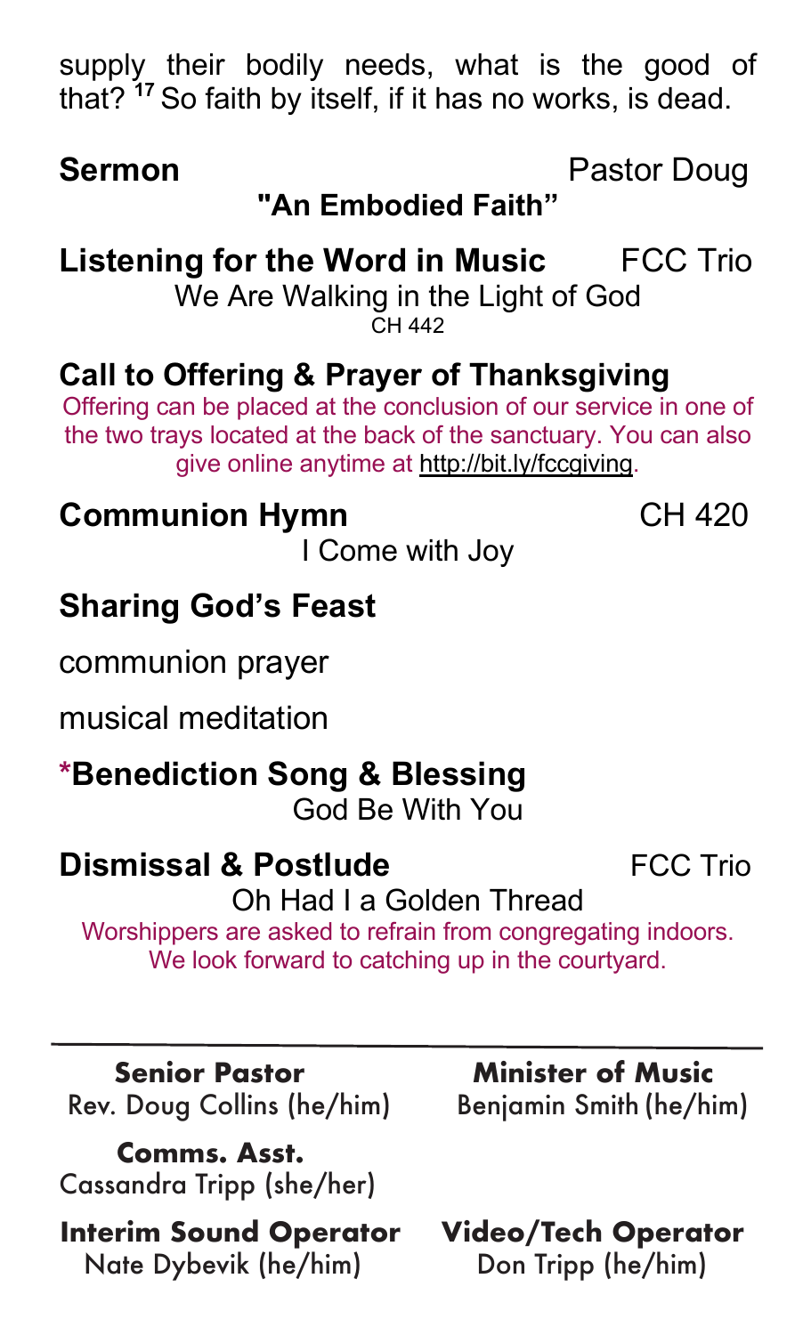supply their bodily needs, what is the good of that? [17] So faith by itself, if it has no works, is dead.

**Sermon** Pastor Doug

**"An Embodied Faith"**

**Listening for the Word in Music** FCC Trio

We Are Walking in the Light of God

CH 442

**Call to Offering & Prayer of Thanksgiving**

Offering can be placed at the conclusion of our service in one of the two trays located at the back of the sanctuary. You can also give online anytime at http://bit.ly/fccgiving.

**Communion Hymn** CH 420

I Come with Joy

**Sharing God's Feast**

communion prayer

musical meditation

***Benediction Song & Blessing**

God Be With You

**Dismissal & Postlude** FCC Trio

Oh Had I a Golden Thread

Worshippers are asked to refrain from congregating indoors. We look forward to catching up in the courtyard.

---

**Senior Pastor**
Rev. Doug Collins (he/him)

**Minister of Music**
Benjamin Smith (he/him)

**Comms. Asst.**
Cassandra Tripp (she/her)

**Interim Sound Operator**
Nate Dybevik (he/him)

**Video/Tech Operator**
Don Tripp (he/him)